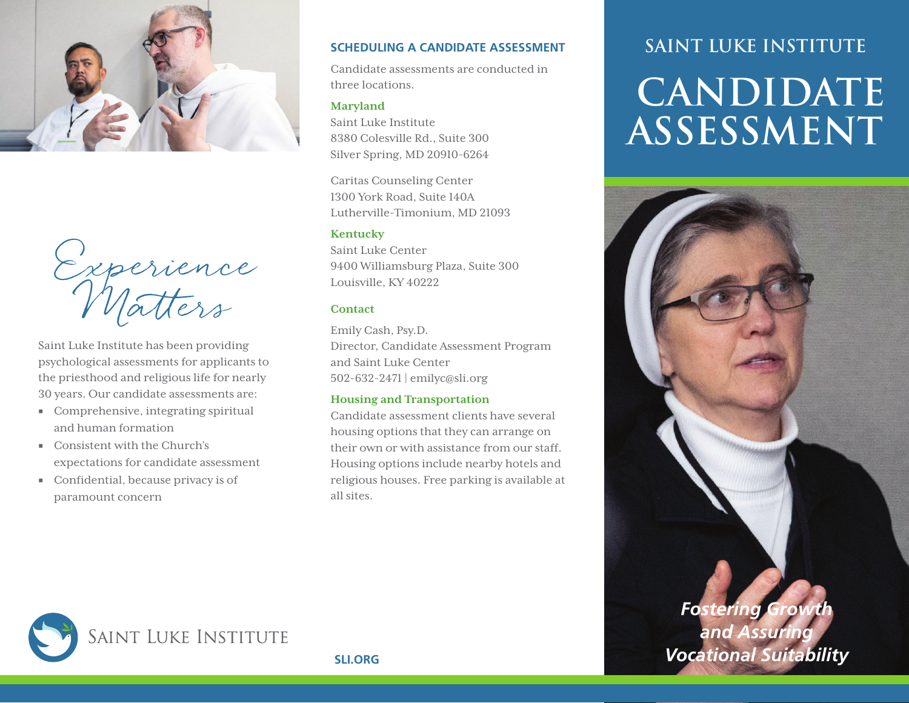# SAINT LUKE INSTITUTE

# CANDIDATE ASSESSMENT

*Fostering Growth and Assuring Vocational Suitability*

## Experience Matters

Saint Luke Institute has been providing psychological assessments for applicants to the priesthood and religious life for nearly 30 years. Our candidate assessments are:

- Comprehensive, integrating spiritual and human formation
- Consistent with the Church's expectations for candidate assessment
- Confidential, because privacy is of paramount concern

## SCHEDULING A CANDIDATE ASSESSMENT

Candidate assessments are conducted in three locations.

### Maryland

Saint Luke Institute
8380 Colesville Rd., Suite 300
Silver Spring, MD 20910-6264

Caritas Counseling Center
1300 York Road, Suite 140A
Lutherville-Timonium, MD 21093

### Kentucky

Saint Luke Center
9400 Williamsburg Plaza, Suite 300
Louisville, KY 40222

### Contact

Emily Cash, Psy.D.
Director, Candidate Assessment Program and Saint Luke Center
502-632-2471 | emilyc@sli.org

### Housing and Transportation

Candidate assessment clients have several housing options that they can arrange on their own or with assistance from our staff. Housing options include nearby hotels and religious houses. Free parking is available at all sites.

SAINT LUKE INSTITUTE

SLI.ORG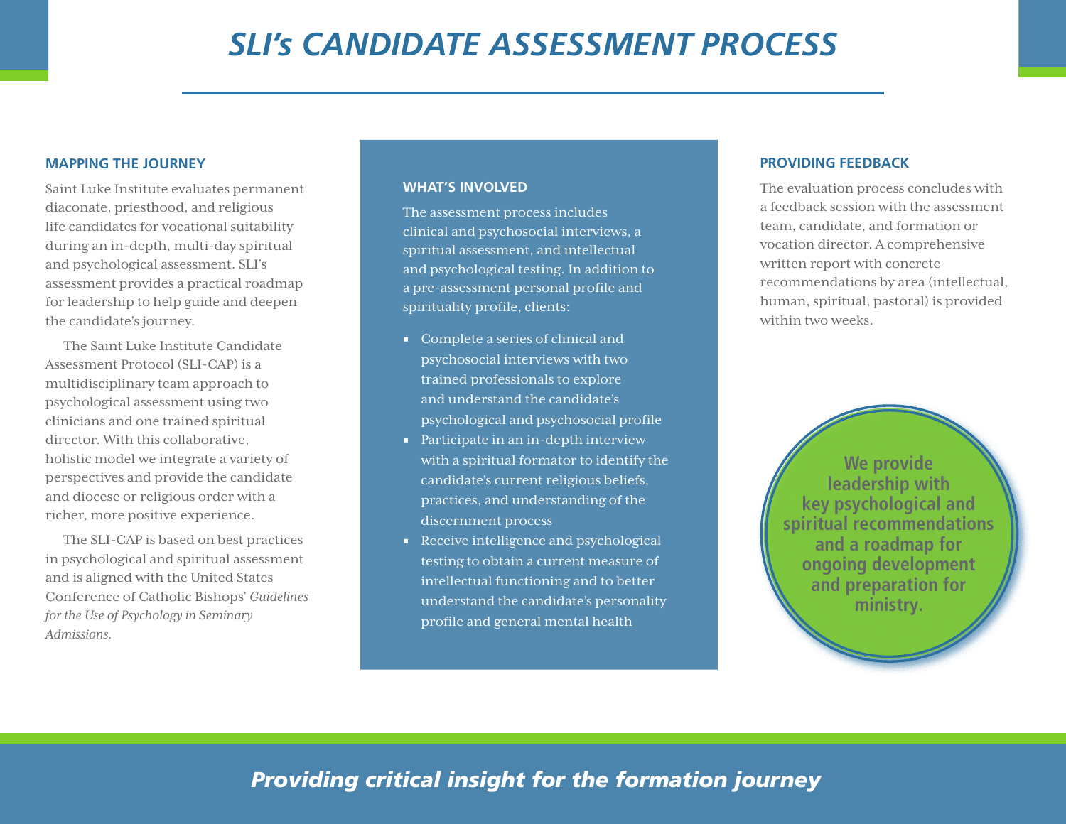# *SLI's CANDIDATE ASSESSMENT PROCESS*

## MAPPING THE JOURNEY

Saint Luke Institute evaluates permanent diaconate, priesthood, and religious life candidates for vocational suitability during an in-depth, multi-day spiritual and psychological assessment. SLI's assessment provides a practical roadmap for leadership to help guide and deepen the candidate's journey.

The Saint Luke Institute Candidate Assessment Protocol (SLI-CAP) is a multidisciplinary team approach to psychological assessment using two clinicians and one trained spiritual director. With this collaborative, holistic model we integrate a variety of perspectives and provide the candidate and diocese or religious order with a richer, more positive experience.

The SLI-CAP is based on best practices in psychological and spiritual assessment and is aligned with the United States Conference of Catholic Bishops' *Guidelines for the Use of Psychology in Seminary Admissions.*

## WHAT'S INVOLVED

The assessment process includes clinical and psychosocial interviews, a spiritual assessment, and intellectual and psychological testing. In addition to a pre-assessment personal profile and spirituality profile, clients:

- Complete a series of clinical and psychosocial interviews with two trained professionals to explore and understand the candidate's psychological and psychosocial profile
- Participate in an in-depth interview with a spiritual formator to identify the candidate's current religious beliefs, practices, and understanding of the discernment process
- Receive intelligence and psychological testing to obtain a current measure of intellectual functioning and to better understand the candidate's personality profile and general mental health

## PROVIDING FEEDBACK

The evaluation process concludes with a feedback session with the assessment team, candidate, and formation or vocation director. A comprehensive written report with concrete recommendations by area (intellectual, human, spiritual, pastoral) is provided within two weeks.

**We provide leadership with key psychological and spiritual recommendations and a roadmap for ongoing development and preparation for ministry.**

*Providing critical insight for the formation journey*